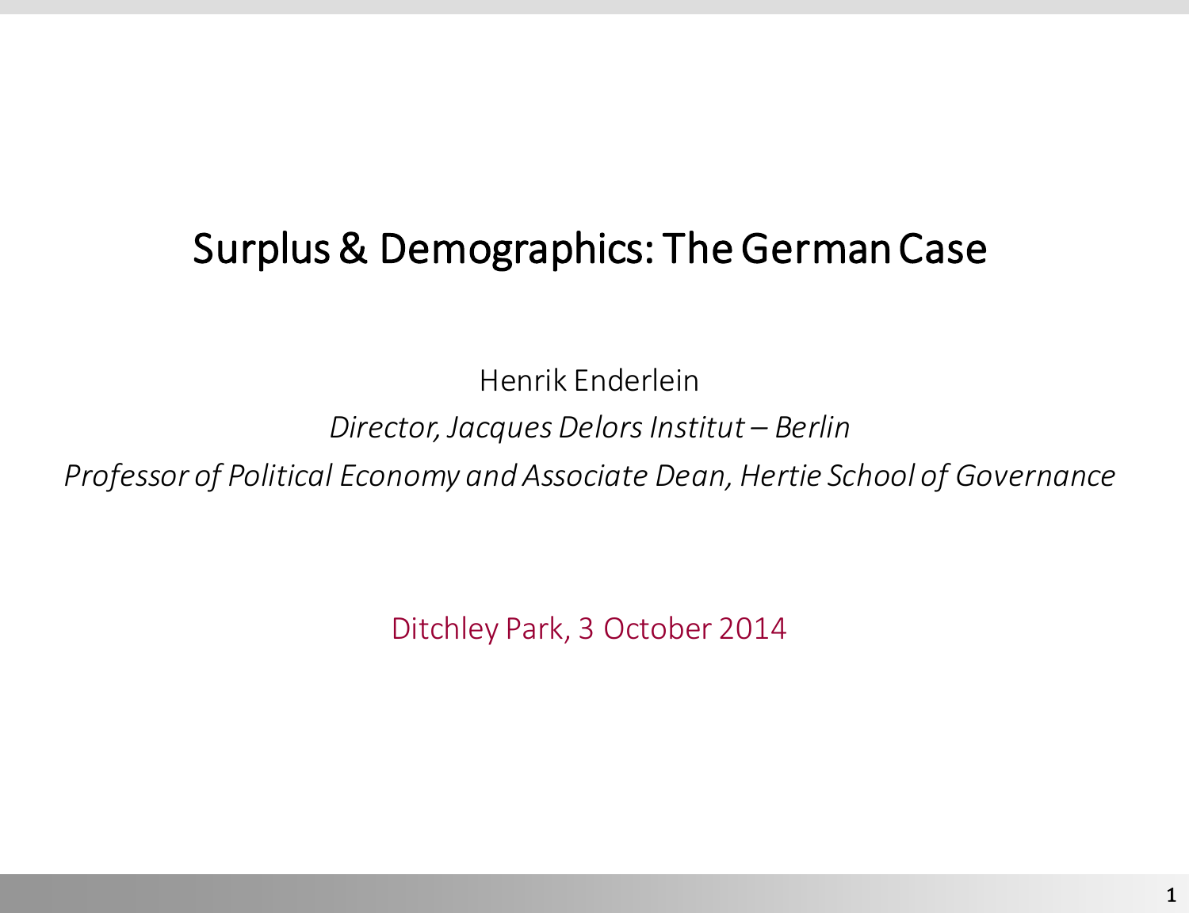# Surplus & Demographics: The German Case

Henrik Enderlein

*Director, Jacques Delors Institut – Berlin*

*Professor of Political Economy and Associate Dean, Hertie School of Governance*

Ditchley Park, 3 October 2014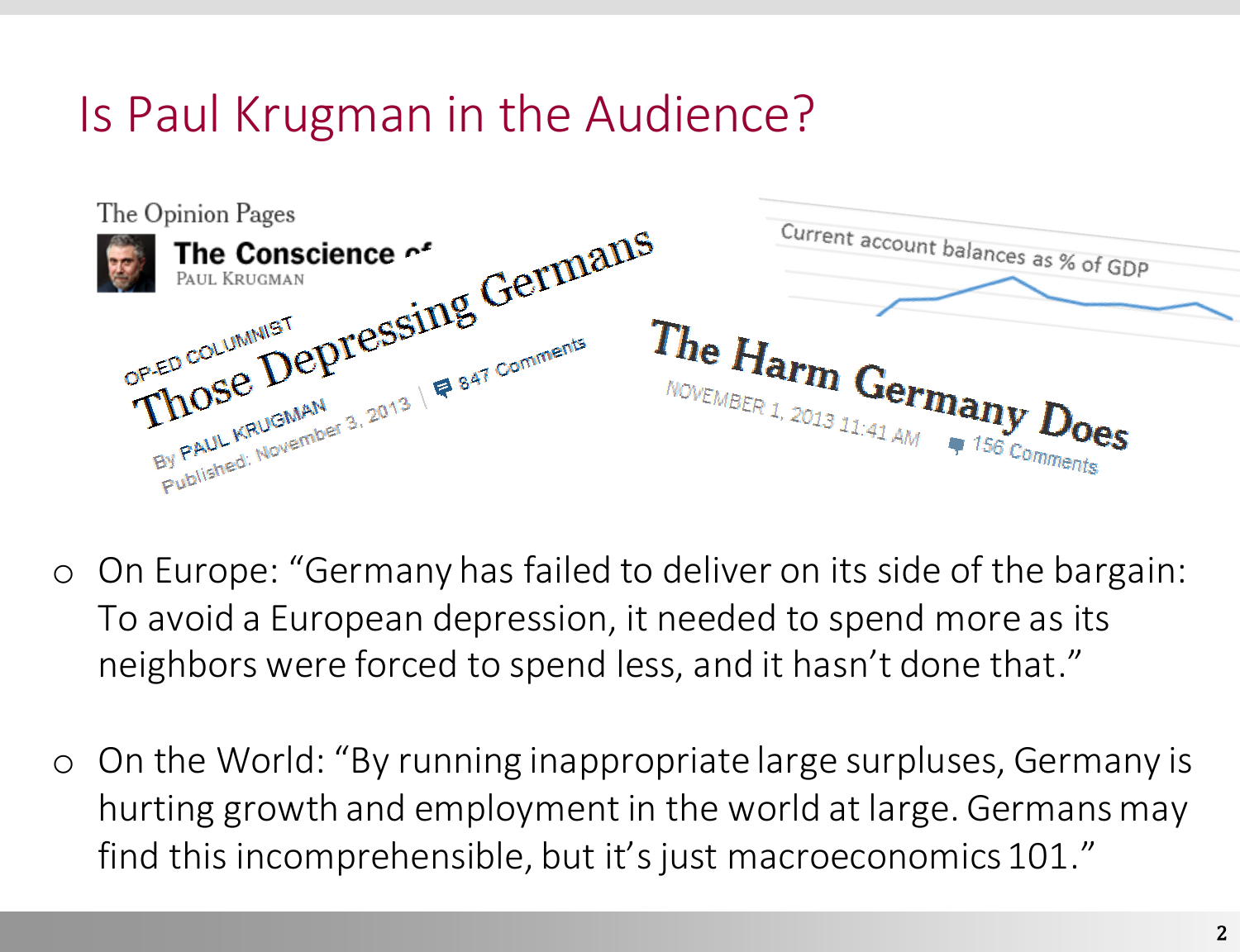# Is Paul Krugman in the Audience?

The Opinion Pages

**The Conscience of**
PAUL KRUGMAN

OP-ED COLUMNIST
**Those Depressing Germans**
By PAUL KRUGMAN
Published: November 3, 2013 | 847 Comments

Current account balances as % of GDP

**The Harm Germany Does**
NOVEMBER 1, 2013 11:41 AM 156 Comments

- On Europe: “Germany has failed to deliver on its side of the bargain: To avoid a European depression, it needed to spend more as its neighbors were forced to spend less, and it hasn’t done that.”
- On the World: “By running inappropriate large surpluses, Germany is hurting growth and employment in the world at large. Germans may find this incomprehensible, but it’s just macroeconomics 101.”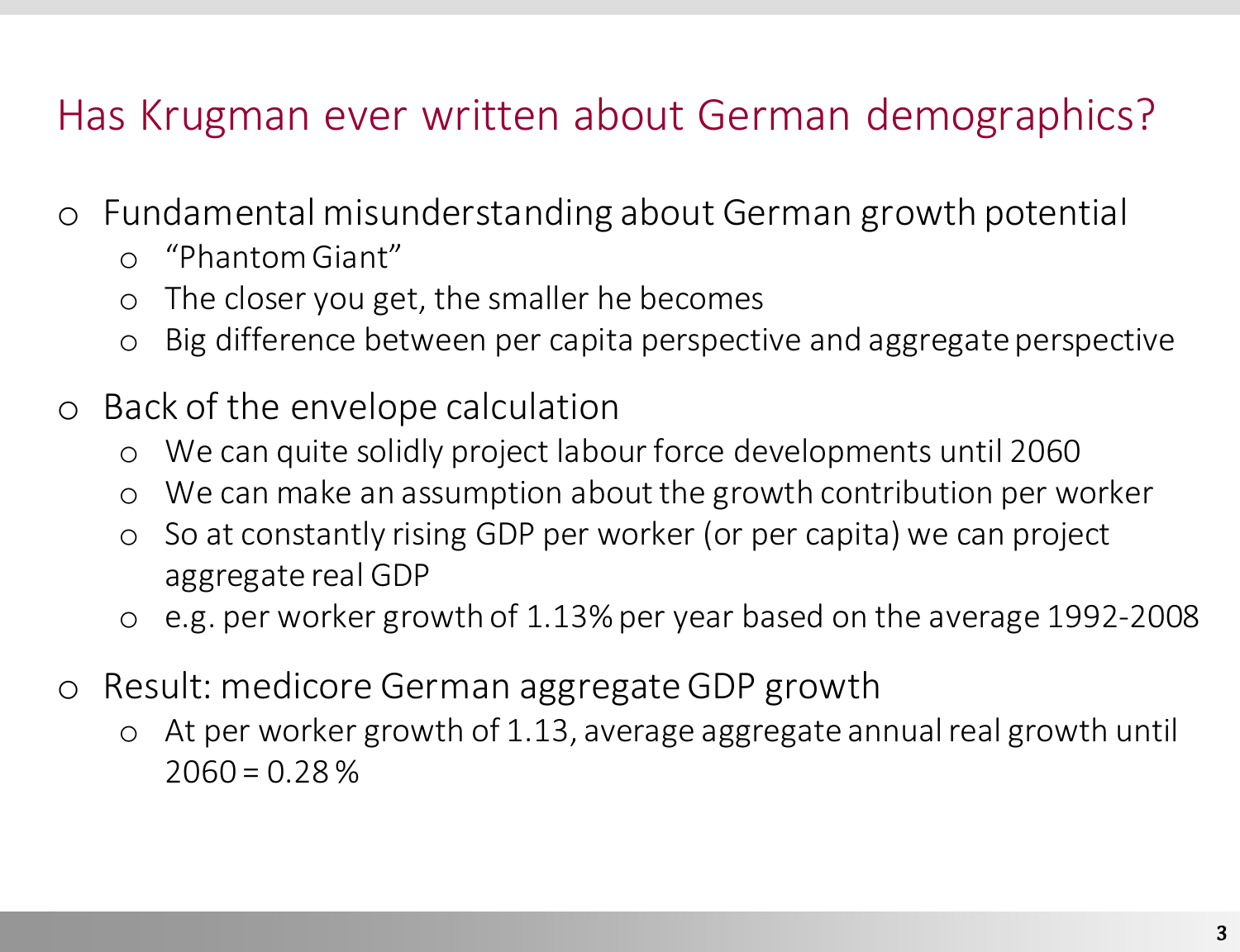# Has Krugman ever written about German demographics?

- Fundamental misunderstanding about German growth potential
  - "Phantom Giant"
  - The closer you get, the smaller he becomes
  - Big difference between per capita perspective and aggregate perspective
- Back of the envelope calculation
  - We can quite solidly project labour force developments until 2060
  - We can make an assumption about the growth contribution per worker
  - So at constantly rising GDP per worker (or per capita) we can project aggregate real GDP
  - e.g. per worker growth of 1.13% per year based on the average 1992-2008
- Result: medicore German aggregate GDP growth
  - At per worker growth of 1.13, average aggregate annual real growth until 2060 = 0.28 %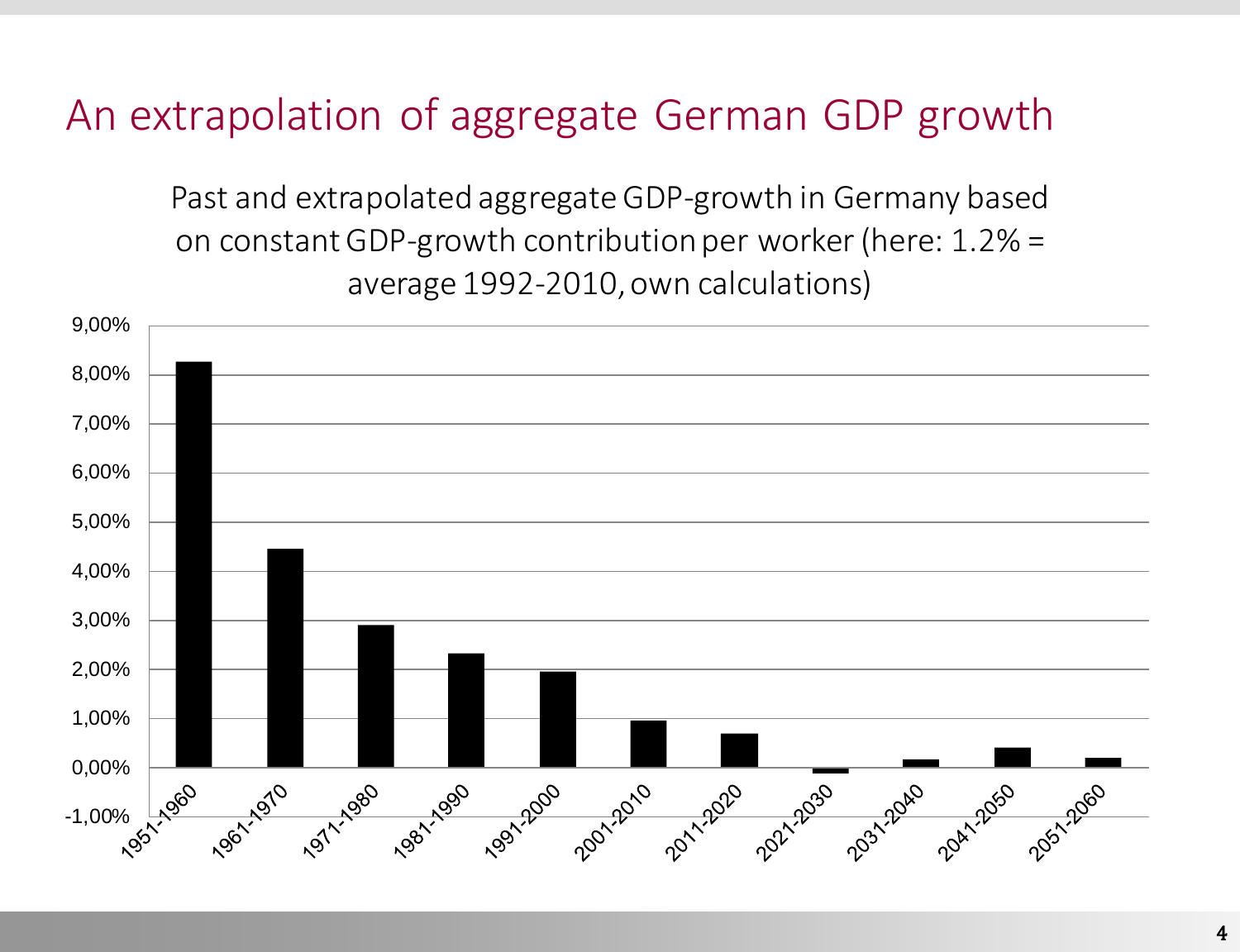# An extrapolation of aggregate German GDP growth

Past and extrapolated aggregate GDP-growth in Germany based on constant GDP-growth contribution per worker (here: 1.2% = average 1992-2010, own calculations)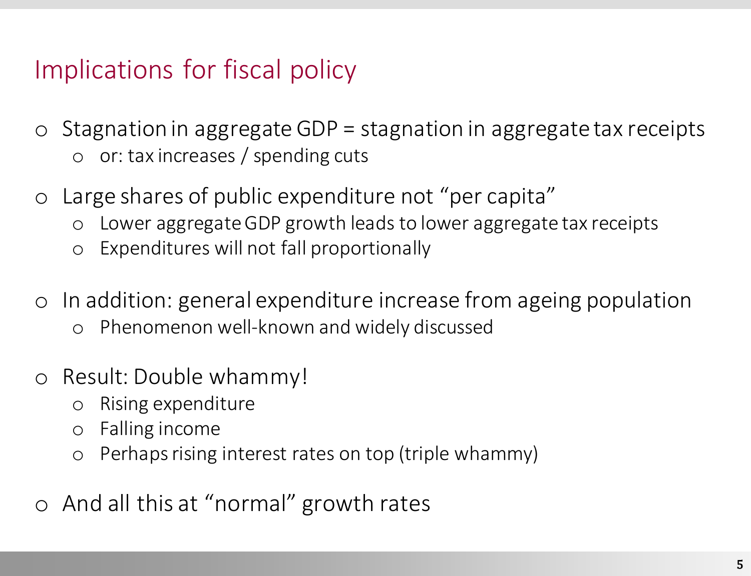# Implications for fiscal policy

- Stagnation in aggregate GDP = stagnation in aggregate tax receipts
  - or: tax increases / spending cuts
- Large shares of public expenditure not "per capita"
  - Lower aggregate GDP growth leads to lower aggregate tax receipts
  - Expenditures will not fall proportionally
- In addition: general expenditure increase from ageing population
  - Phenomenon well-known and widely discussed
- Result: Double whammy!
  - Rising expenditure
  - Falling income
  - Perhaps rising interest rates on top (triple whammy)
- And all this at "normal" growth rates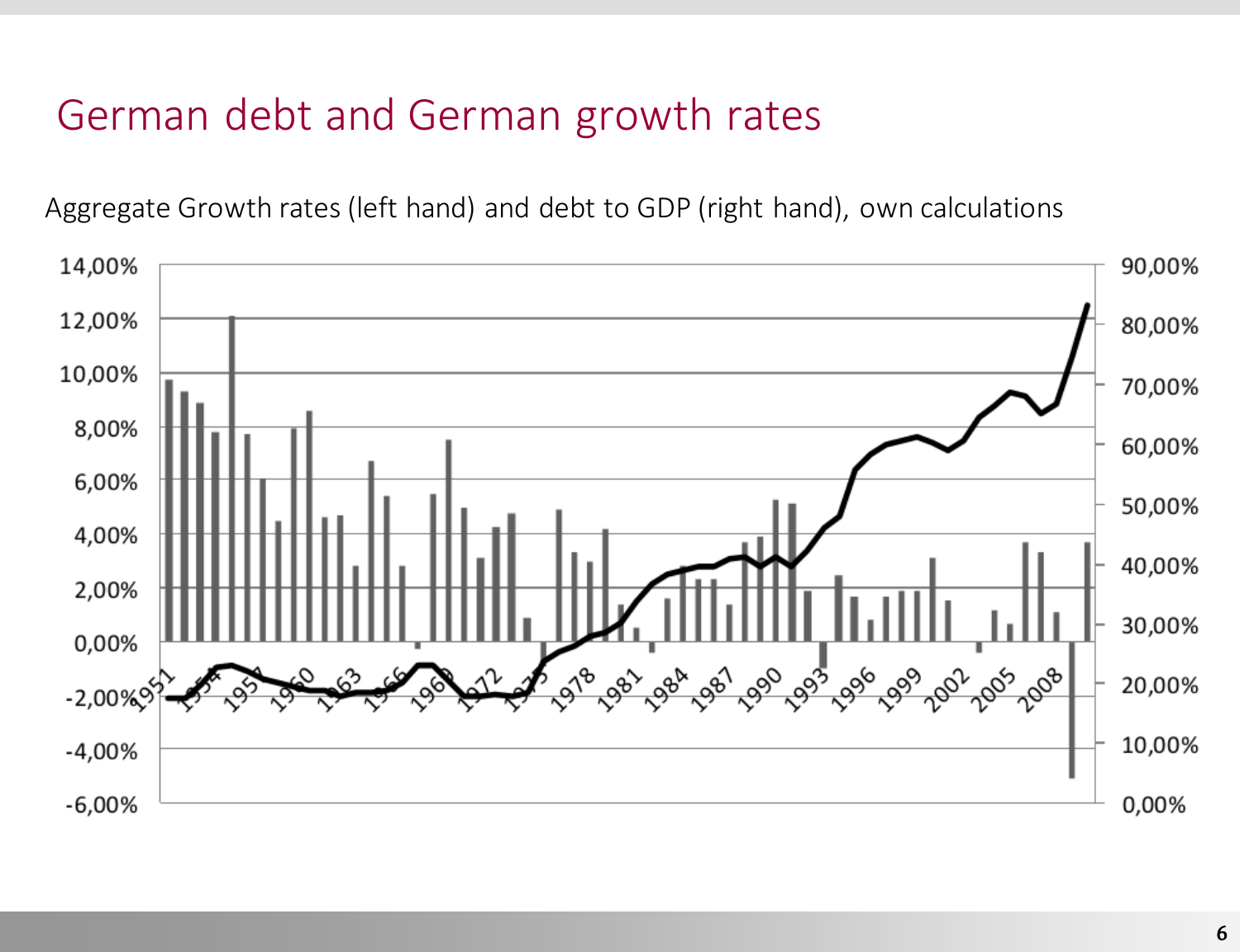# German debt and German growth rates

Aggregate Growth rates (left hand) and debt to GDP (right hand), own calculations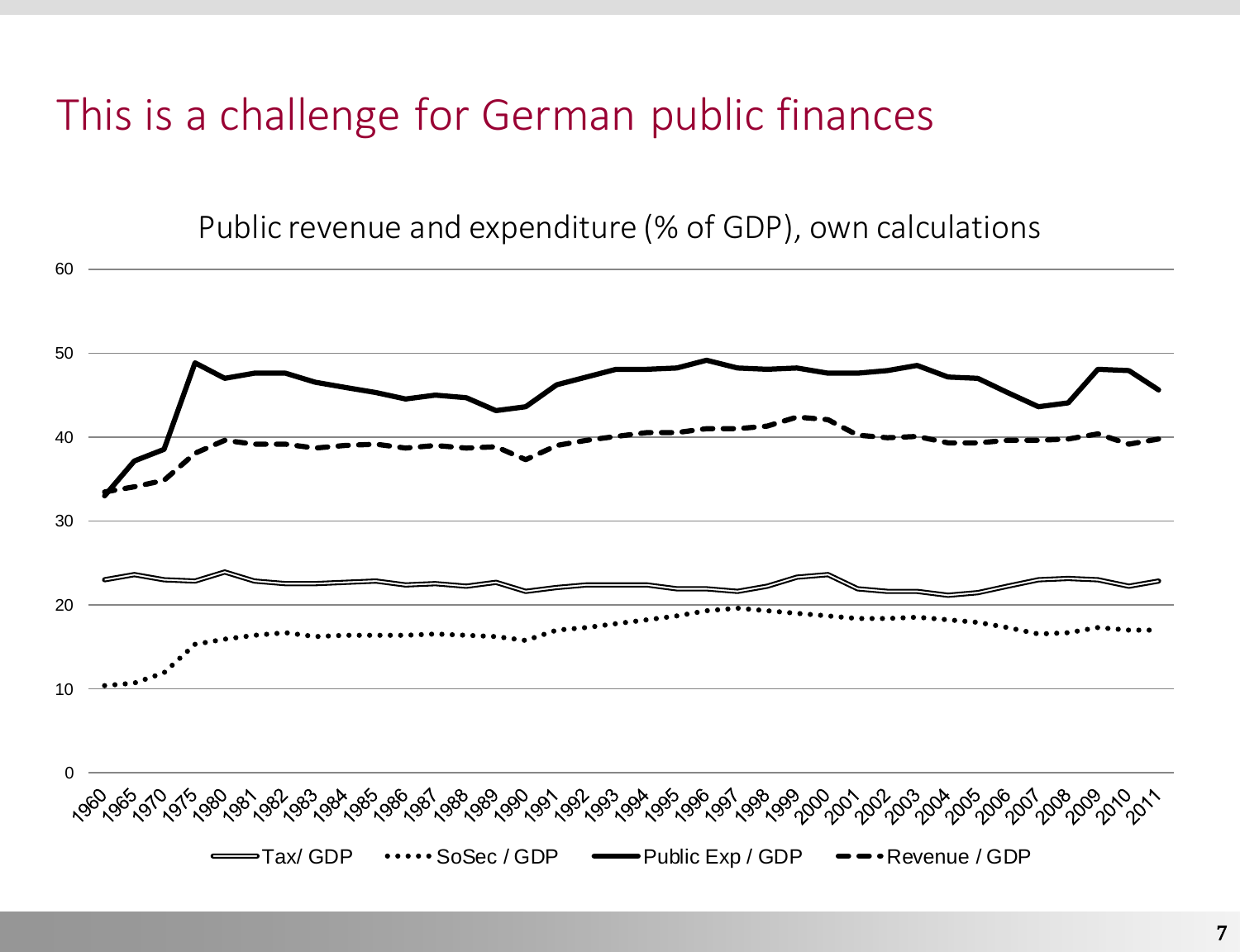# This is a challenge for German public finances

Public revenue and expenditure (% of GDP), own calculations

Tax/ GDP · SoSec / GDP · Public Exp / GDP · Revenue / GDP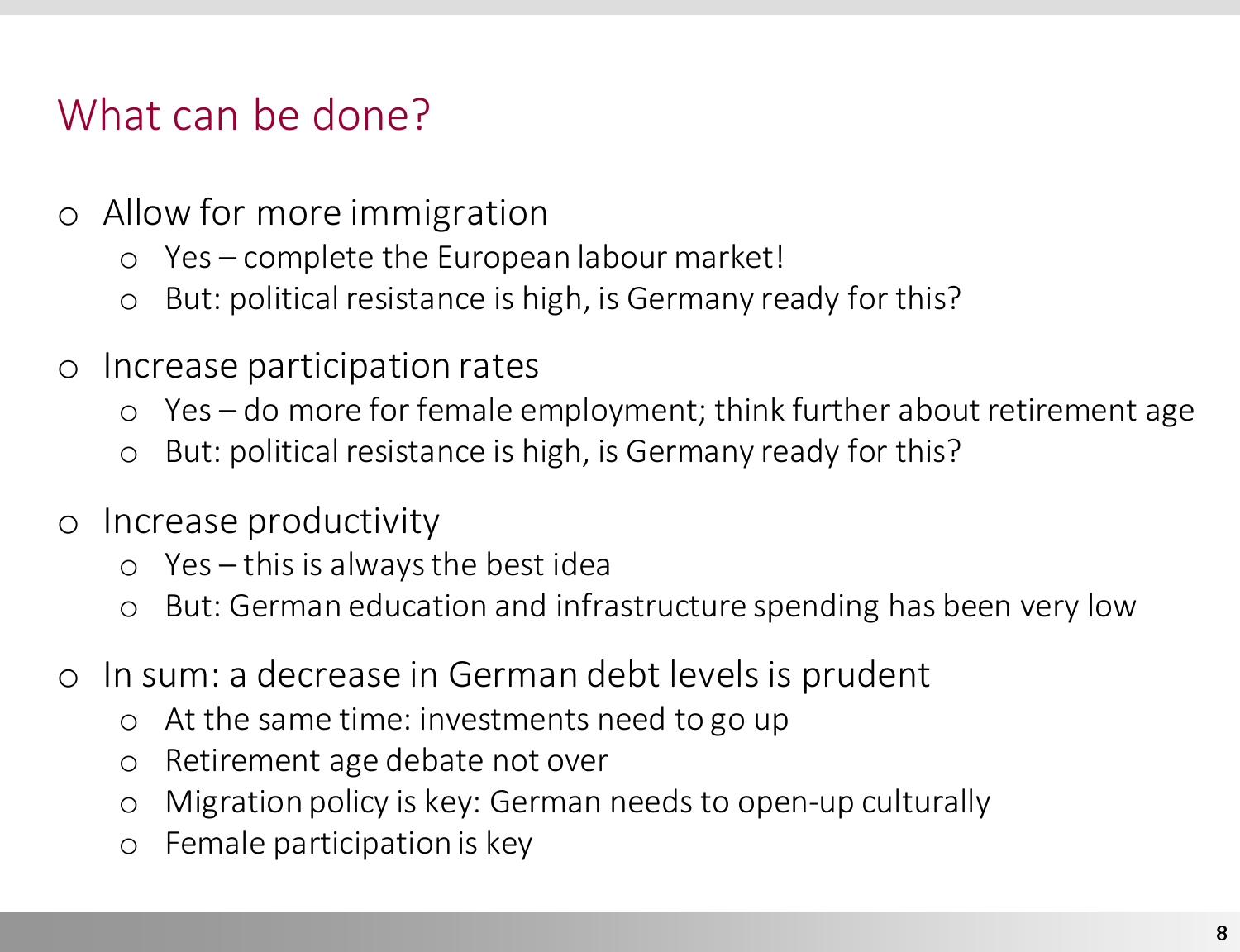# What can be done?

- Allow for more immigration
  - Yes – complete the European labour market!
  - But: political resistance is high, is Germany ready for this?
- Increase participation rates
  - Yes – do more for female employment; think further about retirement age
  - But: political resistance is high, is Germany ready for this?
- Increase productivity
  - Yes – this is always the best idea
  - But: German education and infrastructure spending has been very low
- In sum: a decrease in German debt levels is prudent
  - At the same time: investments need to go up
  - Retirement age debate not over
  - Migration policy is key: German needs to open-up culturally
  - Female participation is key